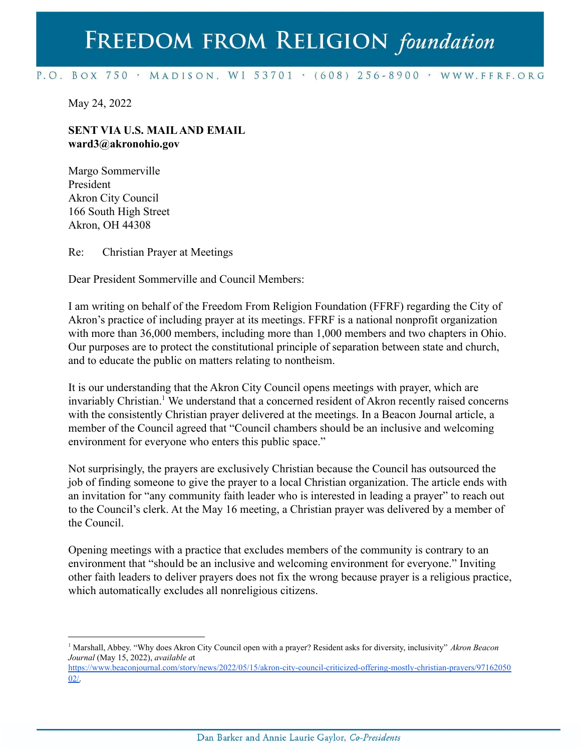# Freedom from Religion *foundation*

P.O. Box 750 · Madison, WI 53701 · (608) 256-8900 · www.ffrf.org

May 24, 2022

**SENT VIA U.S. MAIL AND EMAIL**
**ward3@akronohio.gov**

Margo Sommerville
President
Akron City Council
166 South High Street
Akron, OH 44308

Re: Christian Prayer at Meetings

Dear President Sommerville and Council Members:

I am writing on behalf of the Freedom From Religion Foundation (FFRF) regarding the City of Akron's practice of including prayer at its meetings. FFRF is a national nonprofit organization with more than 36,000 members, including more than 1,000 members and two chapters in Ohio. Our purposes are to protect the constitutional principle of separation between state and church, and to educate the public on matters relating to nontheism.

It is our understanding that the Akron City Council opens meetings with prayer, which are invariably Christian.[1] We understand that a concerned resident of Akron recently raised concerns with the consistently Christian prayer delivered at the meetings. In a Beacon Journal article, a member of the Council agreed that "Council chambers should be an inclusive and welcoming environment for everyone who enters this public space."

Not surprisingly, the prayers are exclusively Christian because the Council has outsourced the job of finding someone to give the prayer to a local Christian organization. The article ends with an invitation for "any community faith leader who is interested in leading a prayer" to reach out to the Council's clerk. At the May 16 meeting, a Christian prayer was delivered by a member of the Council.

Opening meetings with a practice that excludes members of the community is contrary to an environment that "should be an inclusive and welcoming environment for everyone." Inviting other faith leaders to deliver prayers does not fix the wrong because prayer is a religious practice, which automatically excludes all nonreligious citizens.

---

[1] Marshall, Abbey. "Why does Akron City Council open with a prayer? Resident asks for diversity, inclusivity" *Akron Beacon Journal* (May 15, 2022), *available a*t https://www.beaconjournal.com/story/news/2022/05/15/akron-city-council-criticized-offering-mostly-christian-prayers/9716205002/.

Dan Barker and Annie Laurie Gaylor, *Co-Presidents*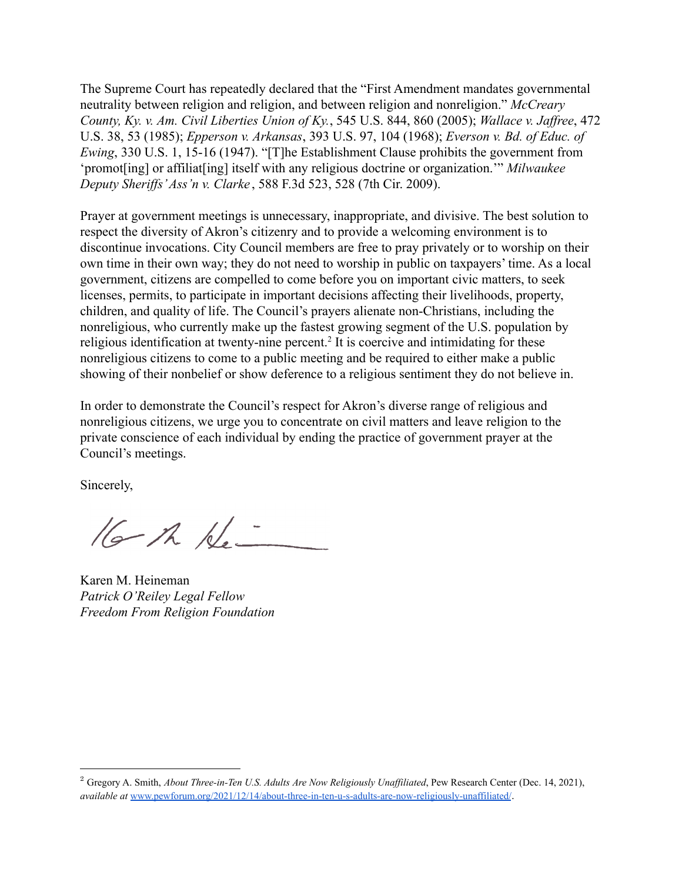The Supreme Court has repeatedly declared that the "First Amendment mandates governmental neutrality between religion and religion, and between religion and nonreligion." *McCreary County, Ky. v. Am. Civil Liberties Union of Ky.*, 545 U.S. 844, 860 (2005); *Wallace v. Jaffree*, 472 U.S. 38, 53 (1985); *Epperson v. Arkansas*, 393 U.S. 97, 104 (1968); *Everson v. Bd. of Educ. of Ewing*, 330 U.S. 1, 15-16 (1947). "[T]he Establishment Clause prohibits the government from 'promot[ing] or affiliat[ing] itself with any religious doctrine or organization.'" *Milwaukee Deputy Sheriffs' Ass'n v. Clarke*, 588 F.3d 523, 528 (7th Cir. 2009).

Prayer at government meetings is unnecessary, inappropriate, and divisive. The best solution to respect the diversity of Akron's citizenry and to provide a welcoming environment is to discontinue invocations. City Council members are free to pray privately or to worship on their own time in their own way; they do not need to worship in public on taxpayers' time. As a local government, citizens are compelled to come before you on important civic matters, to seek licenses, permits, to participate in important decisions affecting their livelihoods, property, children, and quality of life. The Council's prayers alienate non-Christians, including the nonreligious, who currently make up the fastest growing segment of the U.S. population by religious identification at twenty-nine percent.[2] It is coercive and intimidating for these nonreligious citizens to come to a public meeting and be required to either make a public showing of their nonbelief or show deference to a religious sentiment they do not believe in.

In order to demonstrate the Council's respect for Akron's diverse range of religious and nonreligious citizens, we urge you to concentrate on civil matters and leave religion to the private conscience of each individual by ending the practice of government prayer at the Council's meetings.

Sincerely,

Karen M. Heineman
*Patrick O'Reiley Legal Fellow*
*Freedom From Religion Foundation*

---

[2] Gregory A. Smith, *About Three-in-Ten U.S. Adults Are Now Religiously Unaffiliated*, Pew Research Center (Dec. 14, 2021), *available at* www.pewforum.org/2021/12/14/about-three-in-ten-u-s-adults-are-now-religiously-unaffiliated/.